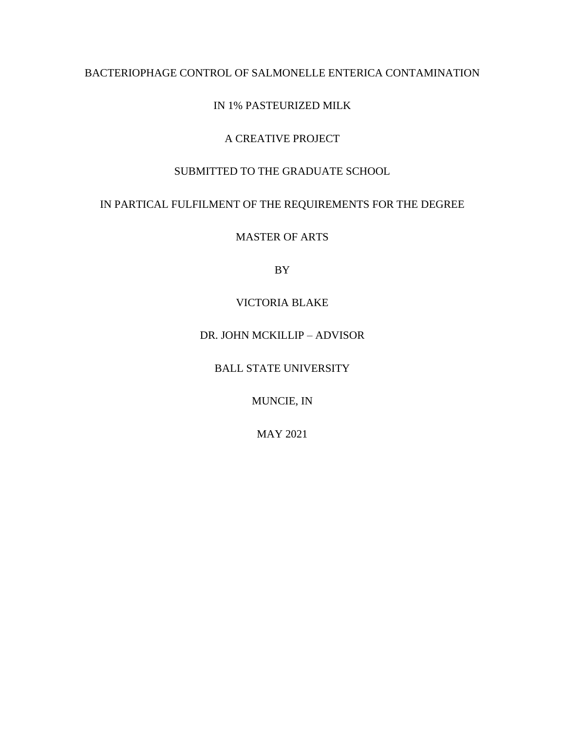# BACTERIOPHAGE CONTROL OF SALMONELLE ENTERICA CONTAMINATION IN 1% PASTEURIZED MILK

A CREATIVE PROJECT

SUBMITTED TO THE GRADUATE SCHOOL

IN PARTICAL FULFILMENT OF THE REQUIREMENTS FOR THE DEGREE

MASTER OF ARTS

BY

VICTORIA BLAKE

DR. JOHN MCKILLIP – ADVISOR

BALL STATE UNIVERSITY

MUNCIE, IN

MAY 2021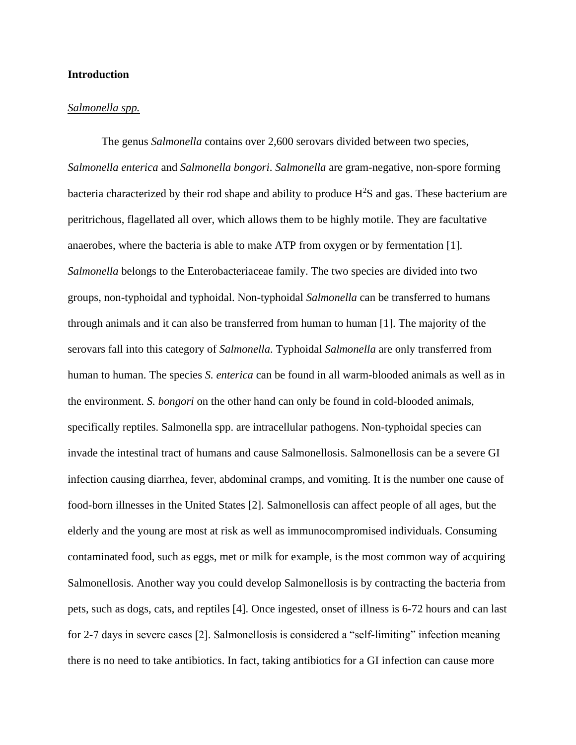**Introduction**

*Salmonella spp.*

The genus *Salmonella* contains over 2,600 serovars divided between two species, *Salmonella enterica* and *Salmonella bongori*. *Salmonella* are gram-negative, non-spore forming bacteria characterized by their rod shape and ability to produce $H^2S$ and gas. These bacterium are peritrichous, flagellated all over, which allows them to be highly motile. They are facultative anaerobes, where the bacteria is able to make ATP from oxygen or by fermentation [1]. *Salmonella* belongs to the Enterobacteriaceae family. The two species are divided into two groups, non-typhoidal and typhoidal. Non-typhoidal *Salmonella* can be transferred to humans through animals and it can also be transferred from human to human [1]. The majority of the serovars fall into this category of *Salmonella*. Typhoidal *Salmonella* are only transferred from human to human. The species *S. enterica* can be found in all warm-blooded animals as well as in the environment. *S. bongori* on the other hand can only be found in cold-blooded animals, specifically reptiles. Salmonella spp. are intracellular pathogens. Non-typhoidal species can invade the intestinal tract of humans and cause Salmonellosis. Salmonellosis can be a severe GI infection causing diarrhea, fever, abdominal cramps, and vomiting. It is the number one cause of food-born illnesses in the United States [2]. Salmonellosis can affect people of all ages, but the elderly and the young are most at risk as well as immunocompromised individuals. Consuming contaminated food, such as eggs, met or milk for example, is the most common way of acquiring Salmonellosis. Another way you could develop Salmonellosis is by contracting the bacteria from pets, such as dogs, cats, and reptiles [4]. Once ingested, onset of illness is 6-72 hours and can last for 2-7 days in severe cases [2]. Salmonellosis is considered a "self-limiting" infection meaning there is no need to take antibiotics. In fact, taking antibiotics for a GI infection can cause more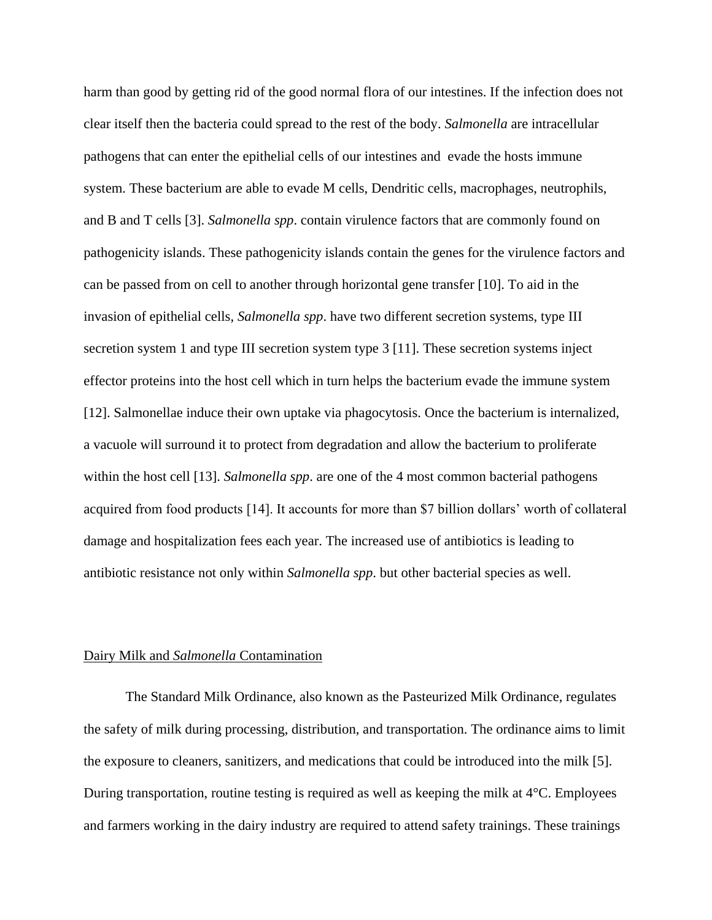harm than good by getting rid of the good normal flora of our intestines. If the infection does not clear itself then the bacteria could spread to the rest of the body. *Salmonella* are intracellular pathogens that can enter the epithelial cells of our intestines and evade the hosts immune system. These bacterium are able to evade M cells, Dendritic cells, macrophages, neutrophils, and B and T cells [3]. *Salmonella spp*. contain virulence factors that are commonly found on pathogenicity islands. These pathogenicity islands contain the genes for the virulence factors and can be passed from on cell to another through horizontal gene transfer [10]. To aid in the invasion of epithelial cells, *Salmonella spp*. have two different secretion systems, type III secretion system 1 and type III secretion system type 3 [11]. These secretion systems inject effector proteins into the host cell which in turn helps the bacterium evade the immune system [12]. Salmonellae induce their own uptake via phagocytosis. Once the bacterium is internalized, a vacuole will surround it to protect from degradation and allow the bacterium to proliferate within the host cell [13]. *Salmonella spp*. are one of the 4 most common bacterial pathogens acquired from food products [14]. It accounts for more than $7 billion dollars' worth of collateral damage and hospitalization fees each year. The increased use of antibiotics is leading to antibiotic resistance not only within *Salmonella spp*. but other bacterial species as well.

<u>Dairy Milk and *Salmonella* Contamination</u>

The Standard Milk Ordinance, also known as the Pasteurized Milk Ordinance, regulates the safety of milk during processing, distribution, and transportation. The ordinance aims to limit the exposure to cleaners, sanitizers, and medications that could be introduced into the milk [5]. During transportation, routine testing is required as well as keeping the milk at 4°C. Employees and farmers working in the dairy industry are required to attend safety trainings. These trainings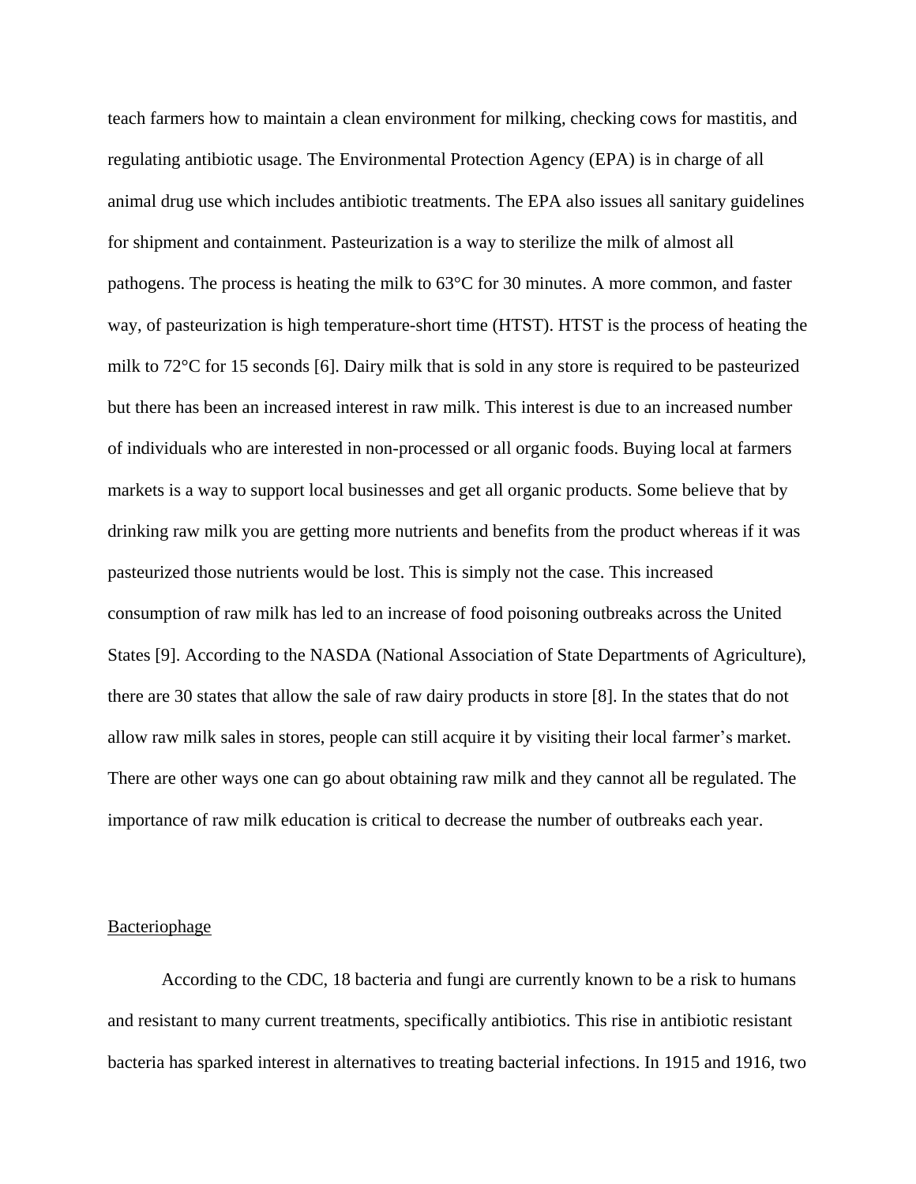teach farmers how to maintain a clean environment for milking, checking cows for mastitis, and regulating antibiotic usage. The Environmental Protection Agency (EPA) is in charge of all animal drug use which includes antibiotic treatments. The EPA also issues all sanitary guidelines for shipment and containment. Pasteurization is a way to sterilize the milk of almost all pathogens. The process is heating the milk to 63°C for 30 minutes. A more common, and faster way, of pasteurization is high temperature-short time (HTST). HTST is the process of heating the milk to 72°C for 15 seconds [6]. Dairy milk that is sold in any store is required to be pasteurized but there has been an increased interest in raw milk. This interest is due to an increased number of individuals who are interested in non-processed or all organic foods. Buying local at farmers markets is a way to support local businesses and get all organic products. Some believe that by drinking raw milk you are getting more nutrients and benefits from the product whereas if it was pasteurized those nutrients would be lost. This is simply not the case. This increased consumption of raw milk has led to an increase of food poisoning outbreaks across the United States [9]. According to the NASDA (National Association of State Departments of Agriculture), there are 30 states that allow the sale of raw dairy products in store [8]. In the states that do not allow raw milk sales in stores, people can still acquire it by visiting their local farmer's market. There are other ways one can go about obtaining raw milk and they cannot all be regulated. The importance of raw milk education is critical to decrease the number of outbreaks each year.

## Bacteriophage

According to the CDC, 18 bacteria and fungi are currently known to be a risk to humans and resistant to many current treatments, specifically antibiotics. This rise in antibiotic resistant bacteria has sparked interest in alternatives to treating bacterial infections. In 1915 and 1916, two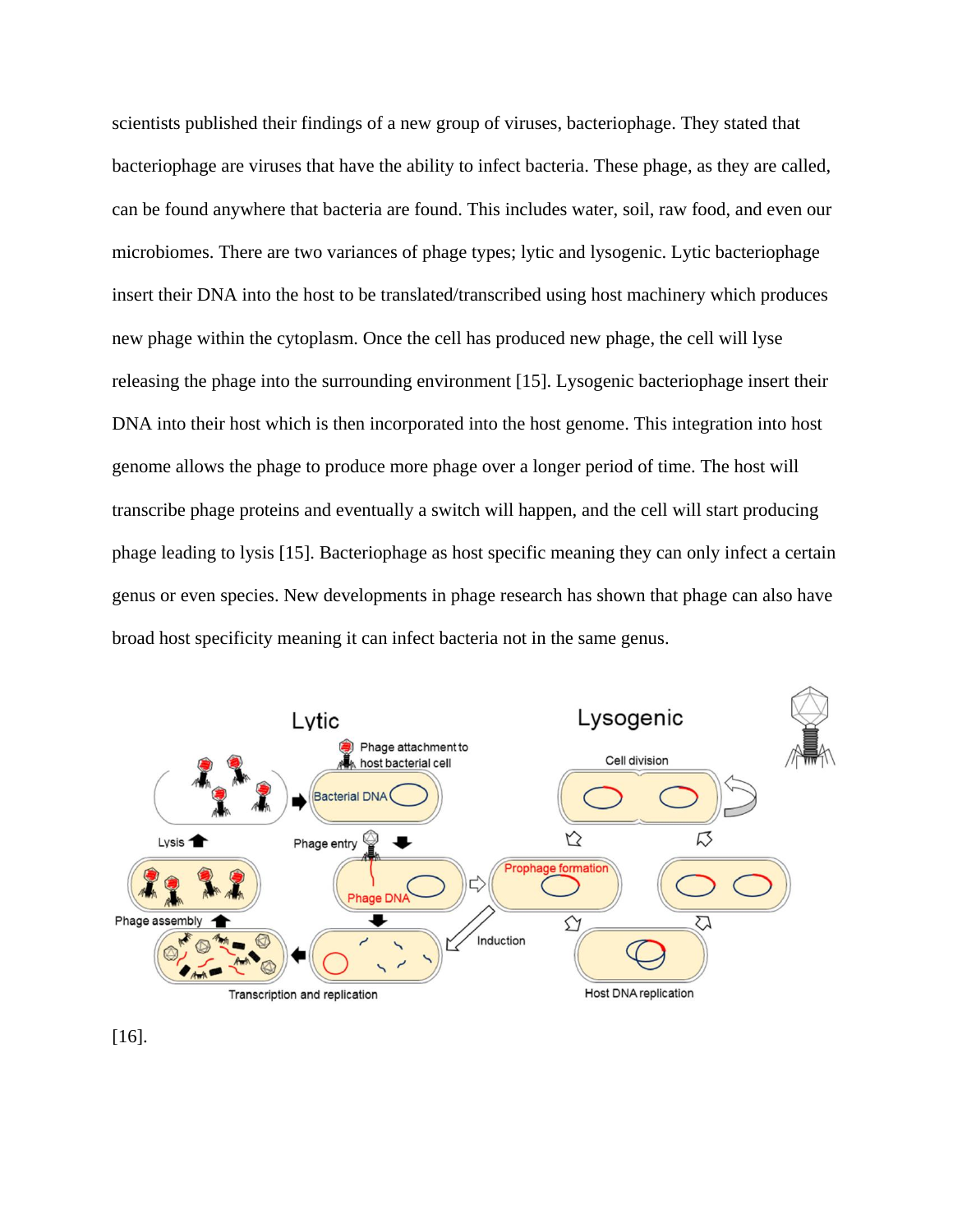scientists published their findings of a new group of viruses, bacteriophage. They stated that bacteriophage are viruses that have the ability to infect bacteria. These phage, as they are called, can be found anywhere that bacteria are found. This includes water, soil, raw food, and even our microbiomes. There are two variances of phage types; lytic and lysogenic. Lytic bacteriophage insert their DNA into the host to be translated/transcribed using host machinery which produces new phage within the cytoplasm. Once the cell has produced new phage, the cell will lyse releasing the phage into the surrounding environment [15]. Lysogenic bacteriophage insert their DNA into their host which is then incorporated into the host genome. This integration into host genome allows the phage to produce more phage over a longer period of time. The host will transcribe phage proteins and eventually a switch will happen, and the cell will start producing phage leading to lysis [15]. Bacteriophage as host specific meaning they can only infect a certain genus or even species. New developments in phage research has shown that phage can also have broad host specificity meaning it can infect bacteria not in the same genus.

[16].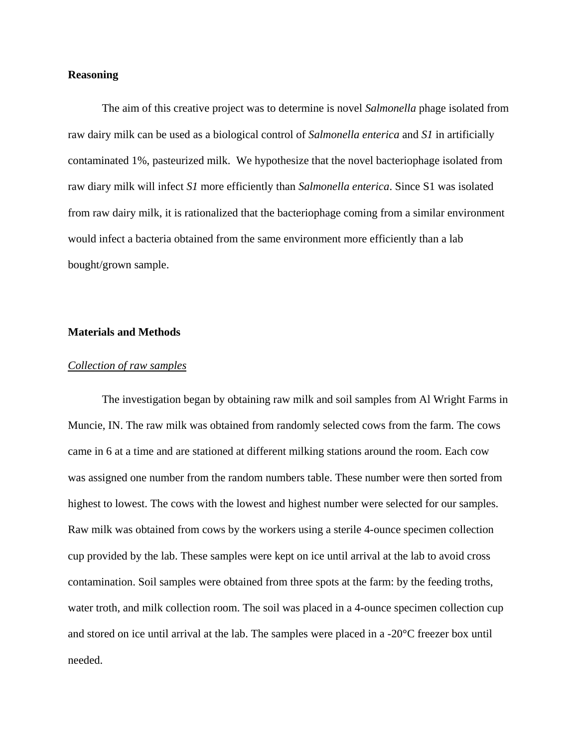**Reasoning**

The aim of this creative project was to determine is novel *Salmonella* phage isolated from raw dairy milk can be used as a biological control of *Salmonella enterica* and *S1* in artificially contaminated 1%, pasteurized milk. We hypothesize that the novel bacteriophage isolated from raw diary milk will infect *S1* more efficiently than *Salmonella enterica*. Since S1 was isolated from raw dairy milk, it is rationalized that the bacteriophage coming from a similar environment would infect a bacteria obtained from the same environment more efficiently than a lab bought/grown sample.

**Materials and Methods**

*Collection of raw samples*

The investigation began by obtaining raw milk and soil samples from Al Wright Farms in Muncie, IN. The raw milk was obtained from randomly selected cows from the farm. The cows came in 6 at a time and are stationed at different milking stations around the room. Each cow was assigned one number from the random numbers table. These number were then sorted from highest to lowest. The cows with the lowest and highest number were selected for our samples. Raw milk was obtained from cows by the workers using a sterile 4-ounce specimen collection cup provided by the lab. These samples were kept on ice until arrival at the lab to avoid cross contamination. Soil samples were obtained from three spots at the farm: by the feeding troths, water troth, and milk collection room. The soil was placed in a 4-ounce specimen collection cup and stored on ice until arrival at the lab. The samples were placed in a -20°C freezer box until needed.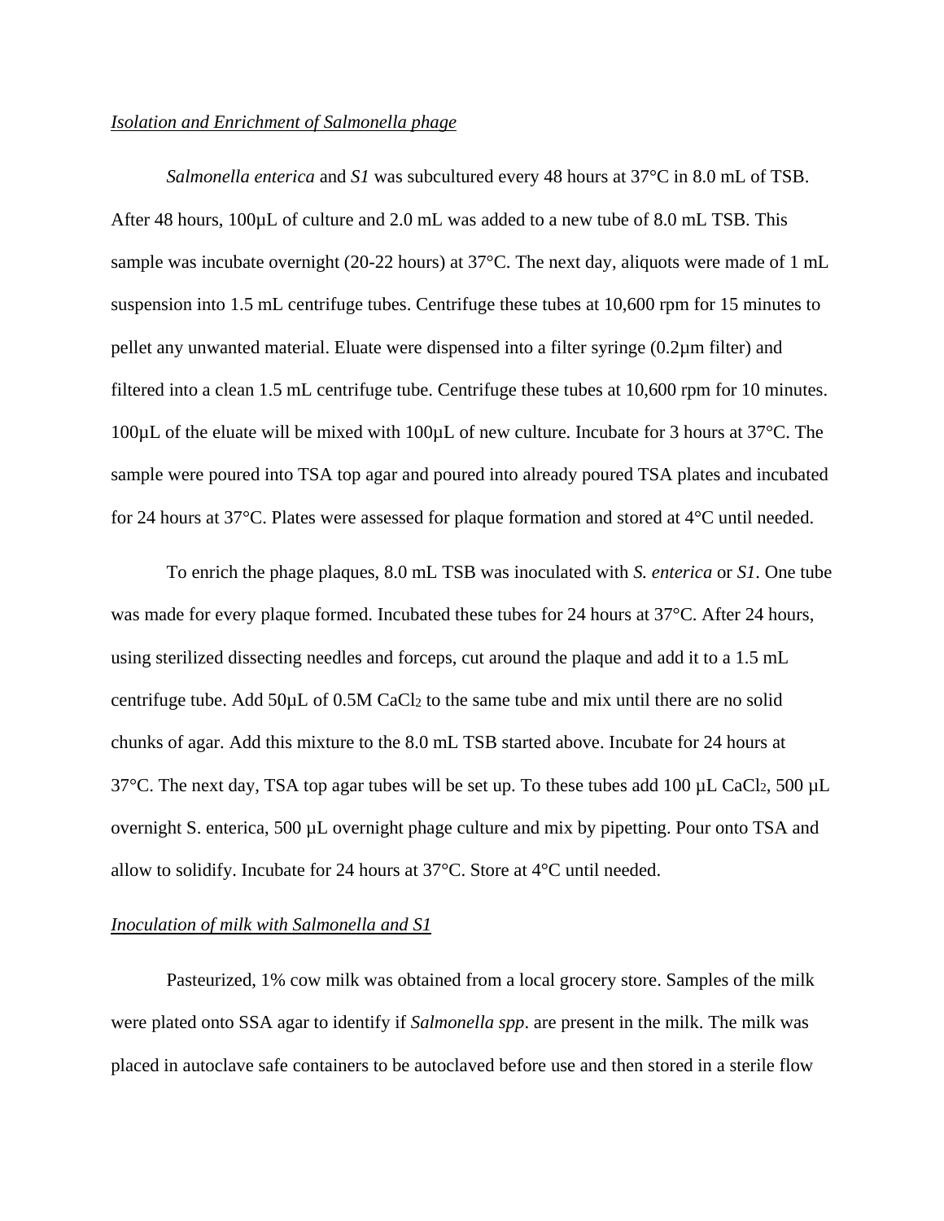*Isolation and Enrichment of Salmonella phage*

*Salmonella enterica* and *S1* was subcultured every 48 hours at 37°C in 8.0 mL of TSB. After 48 hours, 100µL of culture and 2.0 mL was added to a new tube of 8.0 mL TSB. This sample was incubate overnight (20-22 hours) at 37°C. The next day, aliquots were made of 1 mL suspension into 1.5 mL centrifuge tubes. Centrifuge these tubes at 10,600 rpm for 15 minutes to pellet any unwanted material. Eluate were dispensed into a filter syringe (0.2µm filter) and filtered into a clean 1.5 mL centrifuge tube. Centrifuge these tubes at 10,600 rpm for 10 minutes. 100µL of the eluate will be mixed with 100µL of new culture. Incubate for 3 hours at 37°C. The sample were poured into TSA top agar and poured into already poured TSA plates and incubated for 24 hours at 37°C. Plates were assessed for plaque formation and stored at 4°C until needed.

To enrich the phage plaques, 8.0 mL TSB was inoculated with *S. enterica* or *S1*. One tube was made for every plaque formed. Incubated these tubes for 24 hours at 37°C. After 24 hours, using sterilized dissecting needles and forceps, cut around the plaque and add it to a 1.5 mL centrifuge tube. Add 50µL of 0.5M $CaCl_2$ to the same tube and mix until there are no solid chunks of agar. Add this mixture to the 8.0 mL TSB started above. Incubate for 24 hours at 37°C. The next day, TSA top agar tubes will be set up. To these tubes add 100 µL $CaCl_2$, 500 µL overnight S. enterica, 500 µL overnight phage culture and mix by pipetting. Pour onto TSA and allow to solidify. Incubate for 24 hours at 37°C. Store at 4°C until needed.

*Inoculation of milk with Salmonella and S1*

Pasteurized, 1% cow milk was obtained from a local grocery store. Samples of the milk were plated onto SSA agar to identify if *Salmonella spp*. are present in the milk. The milk was placed in autoclave safe containers to be autoclaved before use and then stored in a sterile flow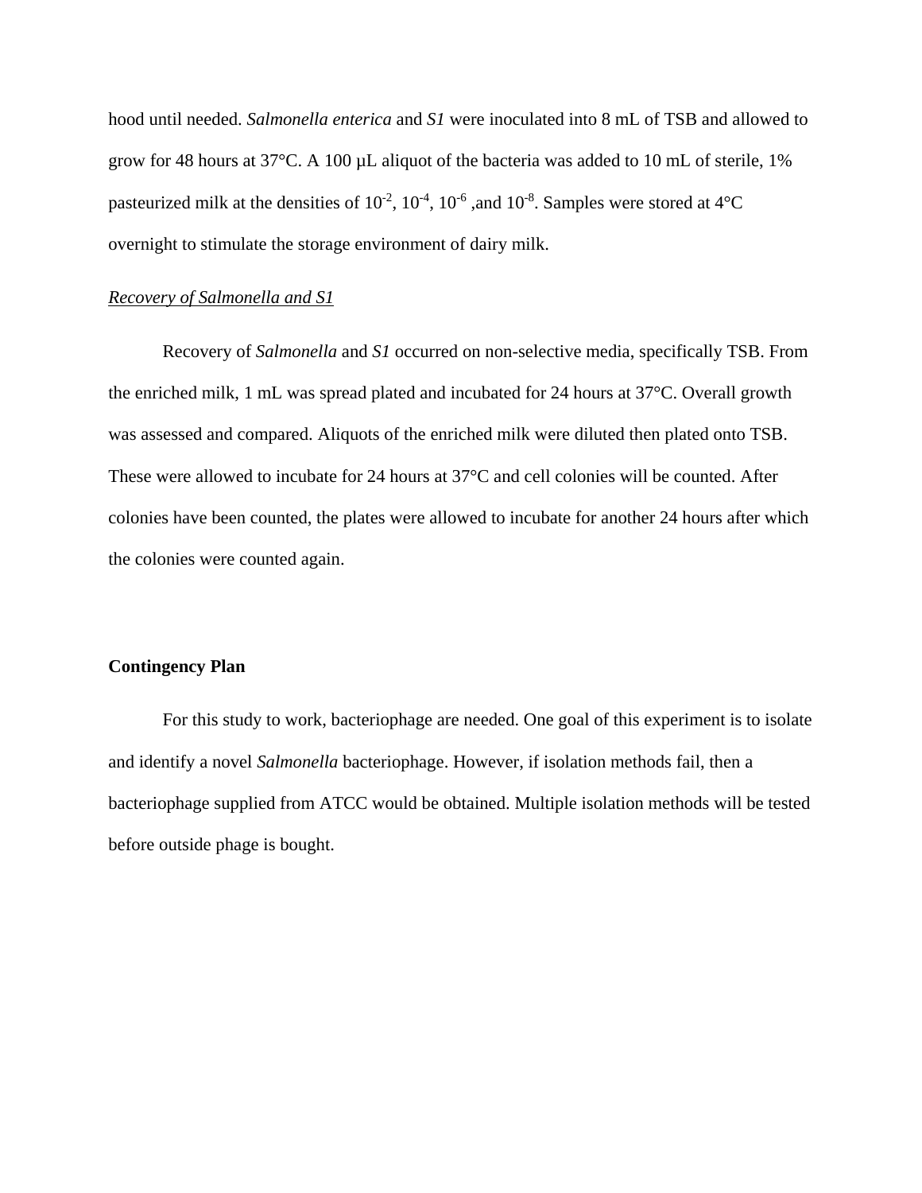hood until needed. *Salmonella enterica* and *S1* were inoculated into 8 mL of TSB and allowed to grow for 48 hours at 37°C. A 100 µL aliquot of the bacteria was added to 10 mL of sterile, 1% pasteurized milk at the densities of $10^{-2}$, $10^{-4}$, $10^{-6}$ ,and $10^{-8}$. Samples were stored at 4°C overnight to stimulate the storage environment of dairy milk.

<u>*Recovery of Salmonella and S1*</u>

Recovery of *Salmonella* and *S1* occurred on non-selective media, specifically TSB. From the enriched milk, 1 mL was spread plated and incubated for 24 hours at 37°C. Overall growth was assessed and compared. Aliquots of the enriched milk were diluted then plated onto TSB. These were allowed to incubate for 24 hours at 37°C and cell colonies will be counted. After colonies have been counted, the plates were allowed to incubate for another 24 hours after which the colonies were counted again.

**Contingency Plan**

For this study to work, bacteriophage are needed. One goal of this experiment is to isolate and identify a novel *Salmonella* bacteriophage. However, if isolation methods fail, then a bacteriophage supplied from ATCC would be obtained. Multiple isolation methods will be tested before outside phage is bought.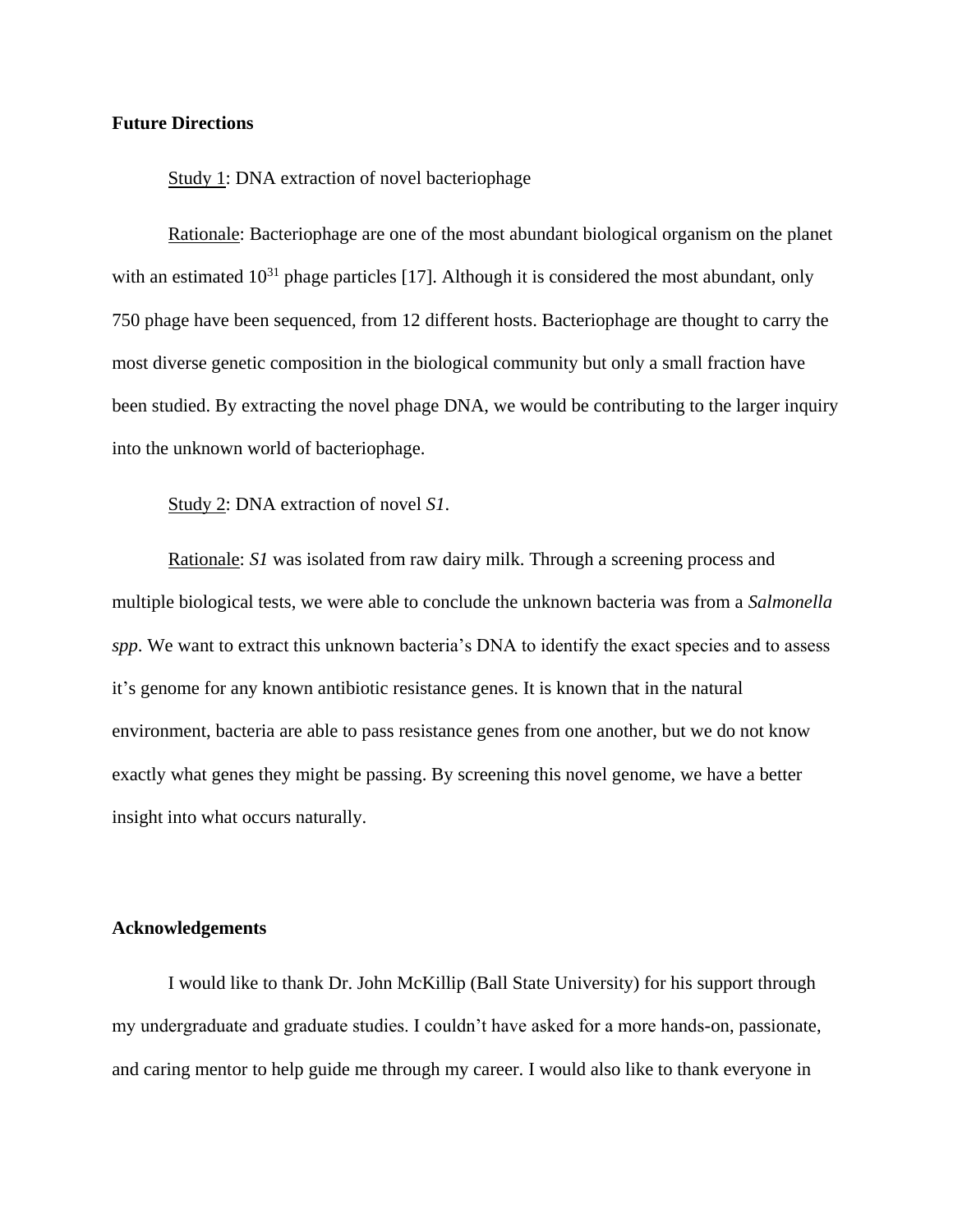**Future Directions**

Study 1: DNA extraction of novel bacteriophage

Rationale: Bacteriophage are one of the most abundant biological organism on the planet with an estimated $10^{31}$ phage particles [17]. Although it is considered the most abundant, only 750 phage have been sequenced, from 12 different hosts. Bacteriophage are thought to carry the most diverse genetic composition in the biological community but only a small fraction have been studied. By extracting the novel phage DNA, we would be contributing to the larger inquiry into the unknown world of bacteriophage.

Study 2: DNA extraction of novel *S1*.

Rationale: *S1* was isolated from raw dairy milk. Through a screening process and multiple biological tests, we were able to conclude the unknown bacteria was from a *Salmonella spp*. We want to extract this unknown bacteria's DNA to identify the exact species and to assess it's genome for any known antibiotic resistance genes. It is known that in the natural environment, bacteria are able to pass resistance genes from one another, but we do not know exactly what genes they might be passing. By screening this novel genome, we have a better insight into what occurs naturally.

**Acknowledgements**

I would like to thank Dr. John McKillip (Ball State University) for his support through my undergraduate and graduate studies. I couldn't have asked for a more hands-on, passionate, and caring mentor to help guide me through my career. I would also like to thank everyone in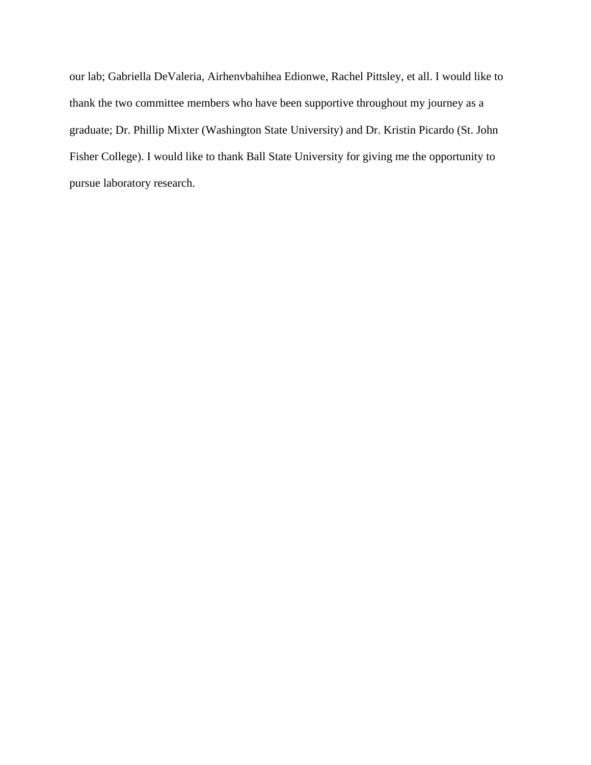our lab; Gabriella DeValeria, Airhenvbahihea Edionwe, Rachel Pittsley, et all. I would like to thank the two committee members who have been supportive throughout my journey as a graduate; Dr. Phillip Mixter (Washington State University) and Dr. Kristin Picardo (St. John Fisher College). I would like to thank Ball State University for giving me the opportunity to pursue laboratory research.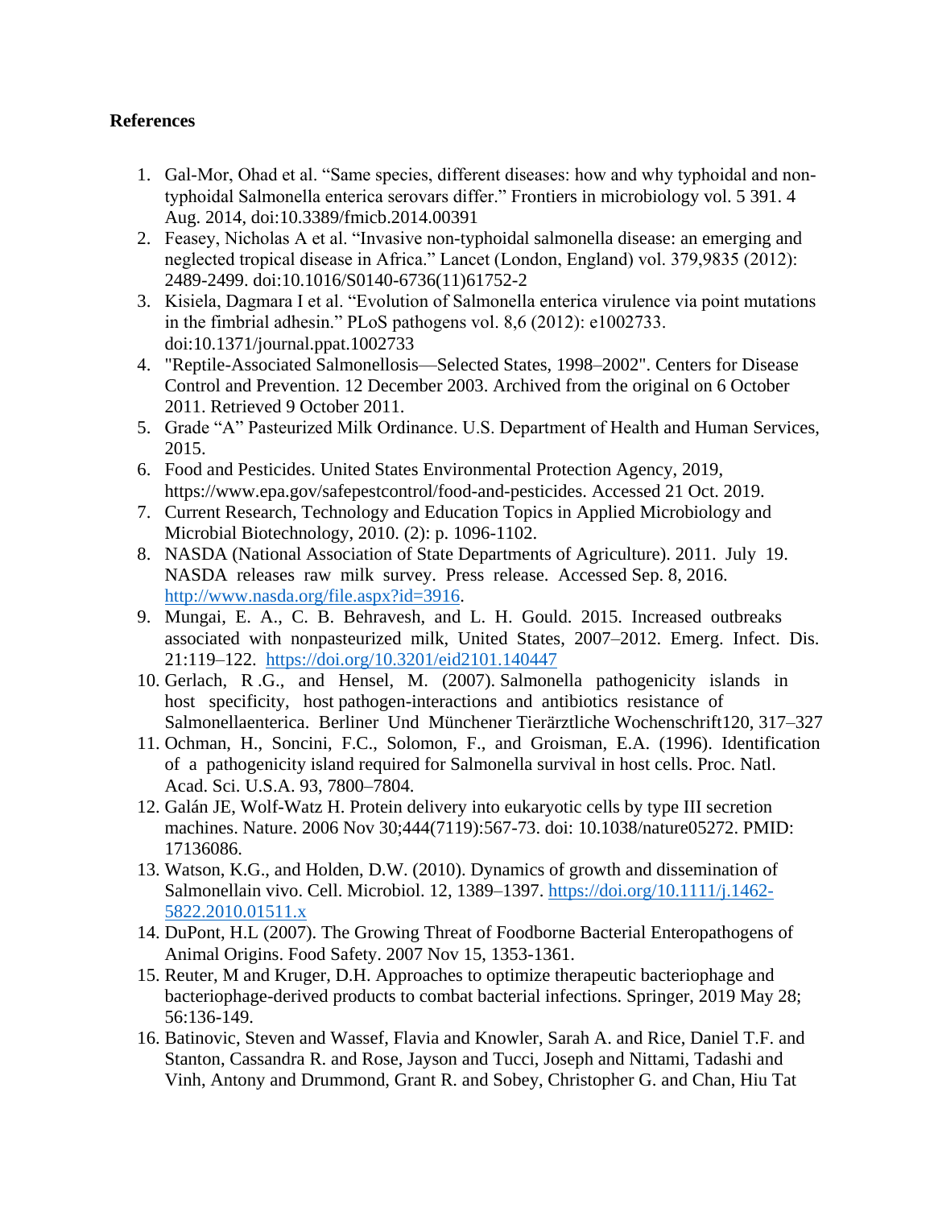**References**

1. Gal-Mor, Ohad et al. “Same species, different diseases: how and why typhoidal and non-typhoidal Salmonella enterica serovars differ.” Frontiers in microbiology vol. 5 391. 4 Aug. 2014, doi:10.3389/fmicb.2014.00391
2. Feasey, Nicholas A et al. “Invasive non-typhoidal salmonella disease: an emerging and neglected tropical disease in Africa.” Lancet (London, England) vol. 379,9835 (2012): 2489-2499. doi:10.1016/S0140-6736(11)61752-2
3. Kisiela, Dagmara I et al. “Evolution of Salmonella enterica virulence via point mutations in the fimbrial adhesin.” PLoS pathogens vol. 8,6 (2012): e1002733. doi:10.1371/journal.ppat.1002733
4. "Reptile-Associated Salmonellosis—Selected States, 1998–2002". Centers for Disease Control and Prevention. 12 December 2003. Archived from the original on 6 October 2011. Retrieved 9 October 2011.
5. Grade “A” Pasteurized Milk Ordinance. U.S. Department of Health and Human Services, 2015.
6. Food and Pesticides. United States Environmental Protection Agency, 2019, https://www.epa.gov/safepestcontrol/food-and-pesticides. Accessed 21 Oct. 2019.
7. Current Research, Technology and Education Topics in Applied Microbiology and Microbial Biotechnology, 2010. (2): p. 1096-1102.
8. NASDA (National Association of State Departments of Agriculture). 2011. July 19. NASDA releases raw milk survey. Press release. Accessed Sep. 8, 2016. http://www.nasda.org/file.aspx?id=3916.
9. Mungai, E. A., C. B. Behravesh, and L. H. Gould. 2015. Increased outbreaks associated with nonpasteurized milk, United States, 2007–2012. Emerg. Infect. Dis. 21:119–122. https://doi.org/10.3201/eid2101.140447
10. Gerlach, R .G., and Hensel, M. (2007). Salmonella pathogenicity islands in host specificity, host pathogen-interactions and antibiotics resistance of Salmonellaenterica. Berliner Und Münchener Tierärztliche Wochenschrift120, 317–327
11. Ochman, H., Soncini, F.C., Solomon, F., and Groisman, E.A. (1996). Identification of a pathogenicity island required for Salmonella survival in host cells. Proc. Natl. Acad. Sci. U.S.A. 93, 7800–7804.
12. Galán JE, Wolf-Watz H. Protein delivery into eukaryotic cells by type III secretion machines. Nature. 2006 Nov 30;444(7119):567-73. doi: 10.1038/nature05272. PMID: 17136086.
13. Watson, K.G., and Holden, D.W. (2010). Dynamics of growth and dissemination of Salmonellain vivo. Cell. Microbiol. 12, 1389–1397. https://doi.org/10.1111/j.1462-5822.2010.01511.x
14. DuPont, H.L (2007). The Growing Threat of Foodborne Bacterial Enteropathogens of Animal Origins. Food Safety. 2007 Nov 15, 1353-1361.
15. Reuter, M and Kruger, D.H. Approaches to optimize therapeutic bacteriophage and bacteriophage-derived products to combat bacterial infections. Springer, 2019 May 28; 56:136-149.
16. Batinovic, Steven and Wassef, Flavia and Knowler, Sarah A. and Rice, Daniel T.F. and Stanton, Cassandra R. and Rose, Jayson and Tucci, Joseph and Nittami, Tadashi and Vinh, Antony and Drummond, Grant R. and Sobey, Christopher G. and Chan, Hiu Tat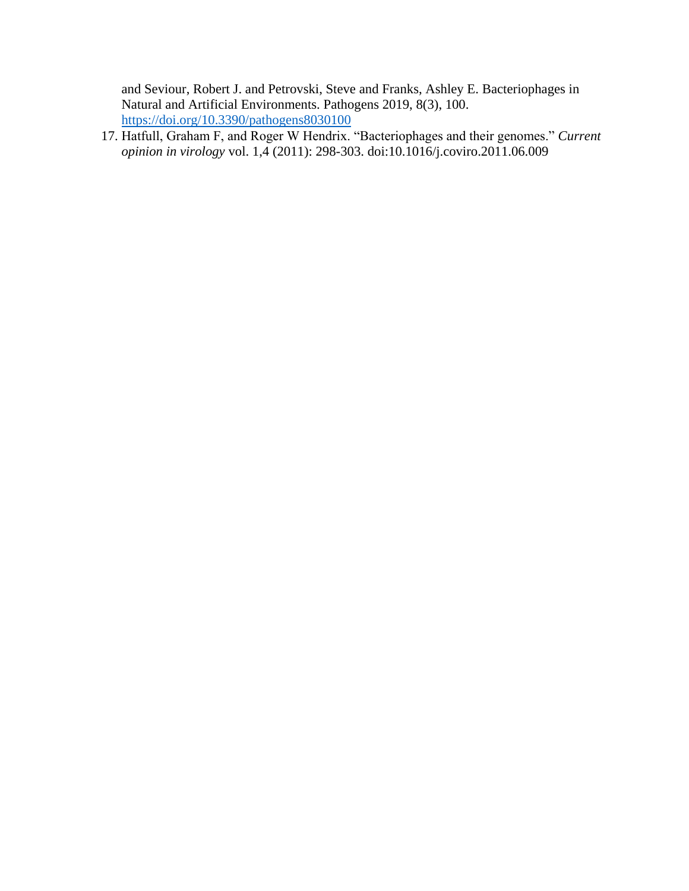and Seviour, Robert J. and Petrovski, Steve and Franks, Ashley E. Bacteriophages in Natural and Artificial Environments. Pathogens 2019, 8(3), 100. https://doi.org/10.3390/pathogens8030100

17. Hatfull, Graham F, and Roger W Hendrix. "Bacteriophages and their genomes." *Current opinion in virology* vol. 1,4 (2011): 298-303. doi:10.1016/j.coviro.2011.06.009